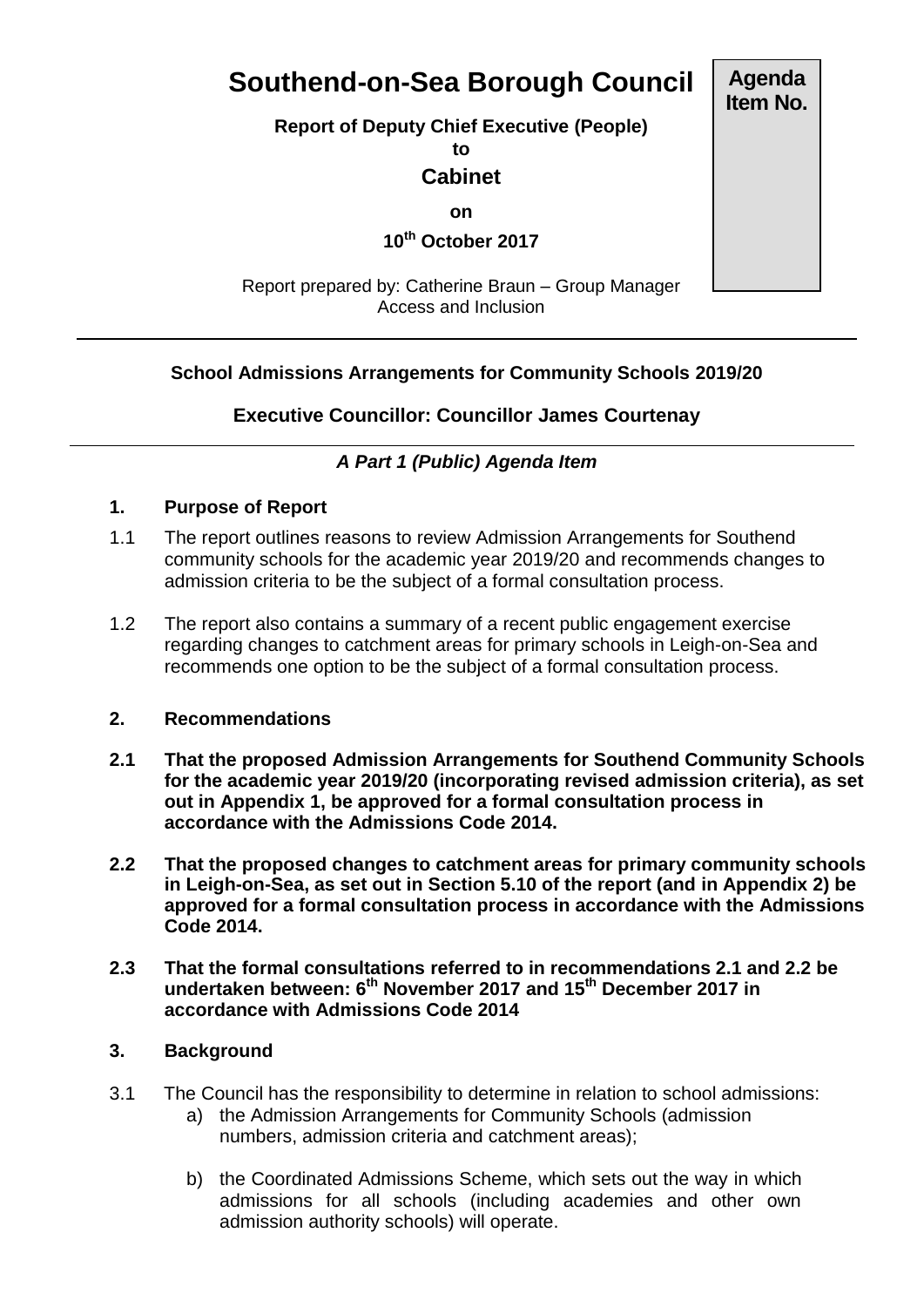# Southend-on-Sea Borough Council

**Agenda Item No.**

**Report of Deputy Chief Executive (People)**
**to**
**Cabinet**
**on**
**10th October 2017**

Report prepared by: Catherine Braun – Group Manager Access and Inclusion

---

**School Admissions Arrangements for Community Schools 2019/20**

**Executive Councillor: Councillor James Courtenay**

---

***A Part 1 (Public) Agenda Item***

## 1. Purpose of Report

1.1 The report outlines reasons to review Admission Arrangements for Southend community schools for the academic year 2019/20 and recommends changes to admission criteria to be the subject of a formal consultation process.

1.2 The report also contains a summary of a recent public engagement exercise regarding changes to catchment areas for primary schools in Leigh-on-Sea and recommends one option to be the subject of a formal consultation process.

## 2. Recommendations

**2.1 That the proposed Admission Arrangements for Southend Community Schools for the academic year 2019/20 (incorporating revised admission criteria), as set out in Appendix 1, be approved for a formal consultation process in accordance with the Admissions Code 2014.**

**2.2 That the proposed changes to catchment areas for primary community schools in Leigh-on-Sea, as set out in Section 5.10 of the report (and in Appendix 2) be approved for a formal consultation process in accordance with the Admissions Code 2014.**

**2.3 That the formal consultations referred to in recommendations 2.1 and 2.2 be undertaken between: 6th November 2017 and 15th December 2017 in accordance with Admissions Code 2014**

## 3. Background

3.1 The Council has the responsibility to determine in relation to school admissions:

a) the Admission Arrangements for Community Schools (admission numbers, admission criteria and catchment areas);

b) the Coordinated Admissions Scheme, which sets out the way in which admissions for all schools (including academies and other own admission authority schools) will operate.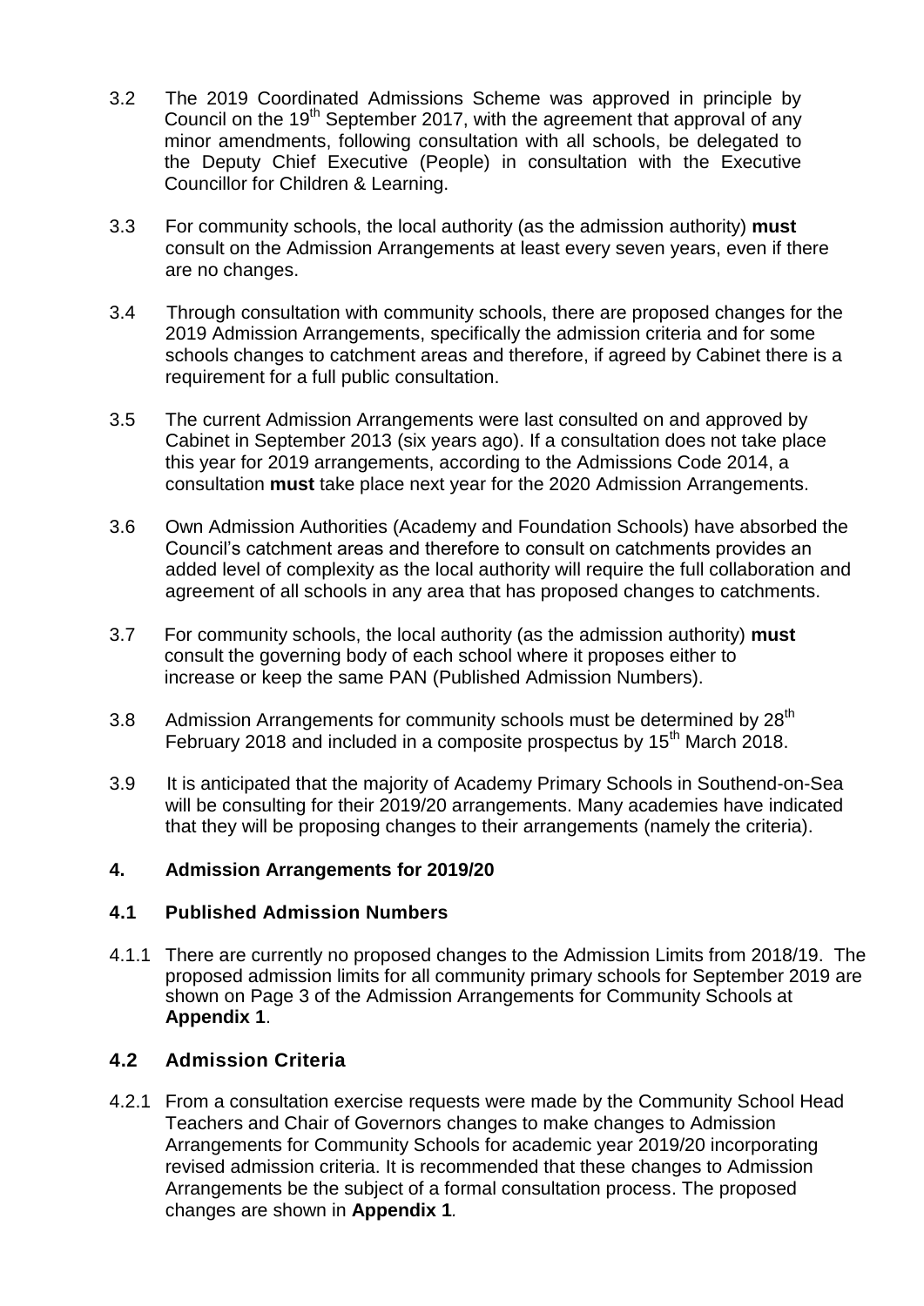3.2 The 2019 Coordinated Admissions Scheme was approved in principle by Council on the 19th September 2017, with the agreement that approval of any minor amendments, following consultation with all schools, be delegated to the Deputy Chief Executive (People) in consultation with the Executive Councillor for Children & Learning.

3.3 For community schools, the local authority (as the admission authority) **must** consult on the Admission Arrangements at least every seven years, even if there are no changes.

3.4 Through consultation with community schools, there are proposed changes for the 2019 Admission Arrangements, specifically the admission criteria and for some schools changes to catchment areas and therefore, if agreed by Cabinet there is a requirement for a full public consultation.

3.5 The current Admission Arrangements were last consulted on and approved by Cabinet in September 2013 (six years ago). If a consultation does not take place this year for 2019 arrangements, according to the Admissions Code 2014, a consultation **must** take place next year for the 2020 Admission Arrangements.

3.6 Own Admission Authorities (Academy and Foundation Schools) have absorbed the Council's catchment areas and therefore to consult on catchments provides an added level of complexity as the local authority will require the full collaboration and agreement of all schools in any area that has proposed changes to catchments.

3.7 For community schools, the local authority (as the admission authority) **must** consult the governing body of each school where it proposes either to increase or keep the same PAN (Published Admission Numbers).

3.8 Admission Arrangements for community schools must be determined by 28th February 2018 and included in a composite prospectus by 15th March 2018.

3.9 It is anticipated that the majority of Academy Primary Schools in Southend-on-Sea will be consulting for their 2019/20 arrangements. Many academies have indicated that they will be proposing changes to their arrangements (namely the criteria).

## 4. Admission Arrangements for 2019/20

### 4.1 Published Admission Numbers

4.1.1 There are currently no proposed changes to the Admission Limits from 2018/19. The proposed admission limits for all community primary schools for September 2019 are shown on Page 3 of the Admission Arrangements for Community Schools at **Appendix 1**.

### 4.2 Admission Criteria

4.2.1 From a consultation exercise requests were made by the Community School Head Teachers and Chair of Governors changes to make changes to Admission Arrangements for Community Schools for academic year 2019/20 incorporating revised admission criteria. It is recommended that these changes to Admission Arrangements be the subject of a formal consultation process. The proposed changes are shown in **Appendix 1**.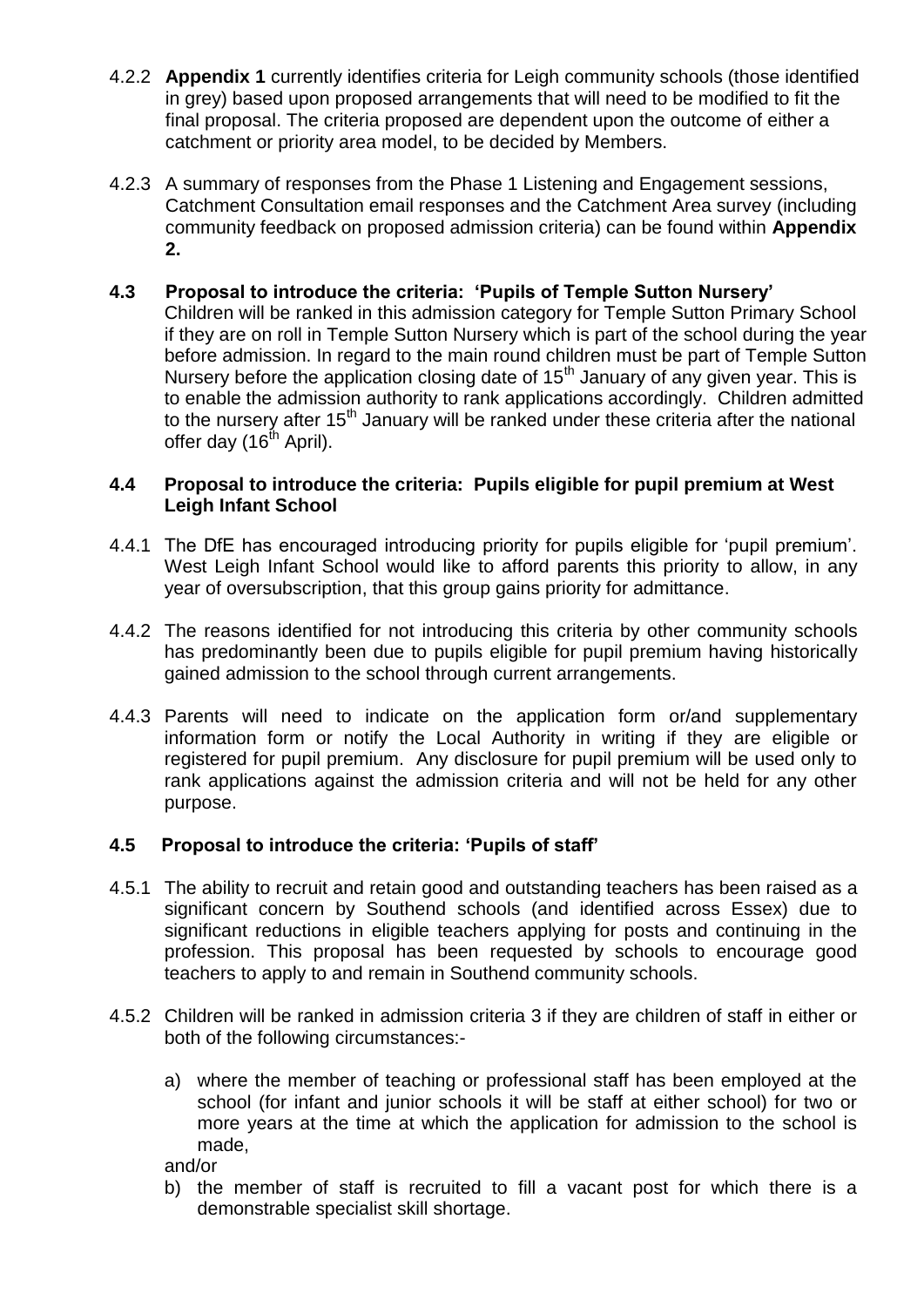4.2.2 **Appendix 1** currently identifies criteria for Leigh community schools (those identified in grey) based upon proposed arrangements that will need to be modified to fit the final proposal. The criteria proposed are dependent upon the outcome of either a catchment or priority area model, to be decided by Members.

4.2.3 A summary of responses from the Phase 1 Listening and Engagement sessions, Catchment Consultation email responses and the Catchment Area survey (including community feedback on proposed admission criteria) can be found within **Appendix 2.**

**4.3 Proposal to introduce the criteria: 'Pupils of Temple Sutton Nursery'**

Children will be ranked in this admission category for Temple Sutton Primary School if they are on roll in Temple Sutton Nursery which is part of the school during the year before admission. In regard to the main round children must be part of Temple Sutton Nursery before the application closing date of 15th January of any given year. This is to enable the admission authority to rank applications accordingly. Children admitted to the nursery after 15th January will be ranked under these criteria after the national offer day (16th April).

**4.4 Proposal to introduce the criteria: Pupils eligible for pupil premium at West Leigh Infant School**

4.4.1 The DfE has encouraged introducing priority for pupils eligible for 'pupil premium'. West Leigh Infant School would like to afford parents this priority to allow, in any year of oversubscription, that this group gains priority for admittance.

4.4.2 The reasons identified for not introducing this criteria by other community schools has predominantly been due to pupils eligible for pupil premium having historically gained admission to the school through current arrangements.

4.4.3 Parents will need to indicate on the application form or/and supplementary information form or notify the Local Authority in writing if they are eligible or registered for pupil premium. Any disclosure for pupil premium will be used only to rank applications against the admission criteria and will not be held for any other purpose.

**4.5 Proposal to introduce the criteria: 'Pupils of staff'**

4.5.1 The ability to recruit and retain good and outstanding teachers has been raised as a significant concern by Southend schools (and identified across Essex) due to significant reductions in eligible teachers applying for posts and continuing in the profession. This proposal has been requested by schools to encourage good teachers to apply to and remain in Southend community schools.

4.5.2 Children will be ranked in admission criteria 3 if they are children of staff in either or both of the following circumstances:-

a) where the member of teaching or professional staff has been employed at the school (for infant and junior schools it will be staff at either school) for two or more years at the time at which the application for admission to the school is made,

and/or

b) the member of staff is recruited to fill a vacant post for which there is a demonstrable specialist skill shortage.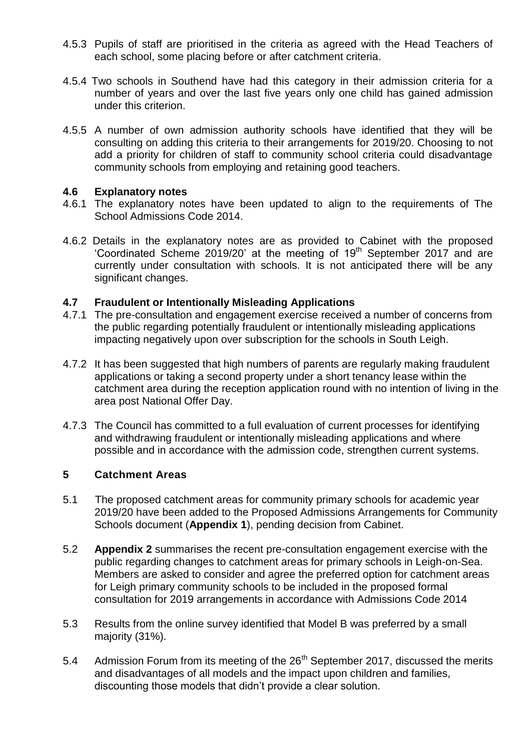4.5.3 Pupils of staff are prioritised in the criteria as agreed with the Head Teachers of each school, some placing before or after catchment criteria.

4.5.4 Two schools in Southend have had this category in their admission criteria for a number of years and over the last five years only one child has gained admission under this criterion.

4.5.5 A number of own admission authority schools have identified that they will be consulting on adding this criteria to their arrangements for 2019/20. Choosing to not add a priority for children of staff to community school criteria could disadvantage community schools from employing and retaining good teachers.

### 4.6 Explanatory notes

4.6.1 The explanatory notes have been updated to align to the requirements of The School Admissions Code 2014.

4.6.2 Details in the explanatory notes are as provided to Cabinet with the proposed 'Coordinated Scheme 2019/20' at the meeting of 19th September 2017 and are currently under consultation with schools. It is not anticipated there will be any significant changes.

### 4.7 Fraudulent or Intentionally Misleading Applications

4.7.1 The pre-consultation and engagement exercise received a number of concerns from the public regarding potentially fraudulent or intentionally misleading applications impacting negatively upon over subscription for the schools in South Leigh.

4.7.2 It has been suggested that high numbers of parents are regularly making fraudulent applications or taking a second property under a short tenancy lease within the catchment area during the reception application round with no intention of living in the area post National Offer Day.

4.7.3 The Council has committed to a full evaluation of current processes for identifying and withdrawing fraudulent or intentionally misleading applications and where possible and in accordance with the admission code, strengthen current systems.

## 5 Catchment Areas

5.1 The proposed catchment areas for community primary schools for academic year 2019/20 have been added to the Proposed Admissions Arrangements for Community Schools document (**Appendix 1**), pending decision from Cabinet.

5.2 **Appendix 2** summarises the recent pre-consultation engagement exercise with the public regarding changes to catchment areas for primary schools in Leigh-on-Sea. Members are asked to consider and agree the preferred option for catchment areas for Leigh primary community schools to be included in the proposed formal consultation for 2019 arrangements in accordance with Admissions Code 2014

5.3 Results from the online survey identified that Model B was preferred by a small majority (31%).

5.4 Admission Forum from its meeting of the 26th September 2017, discussed the merits and disadvantages of all models and the impact upon children and families, discounting those models that didn't provide a clear solution.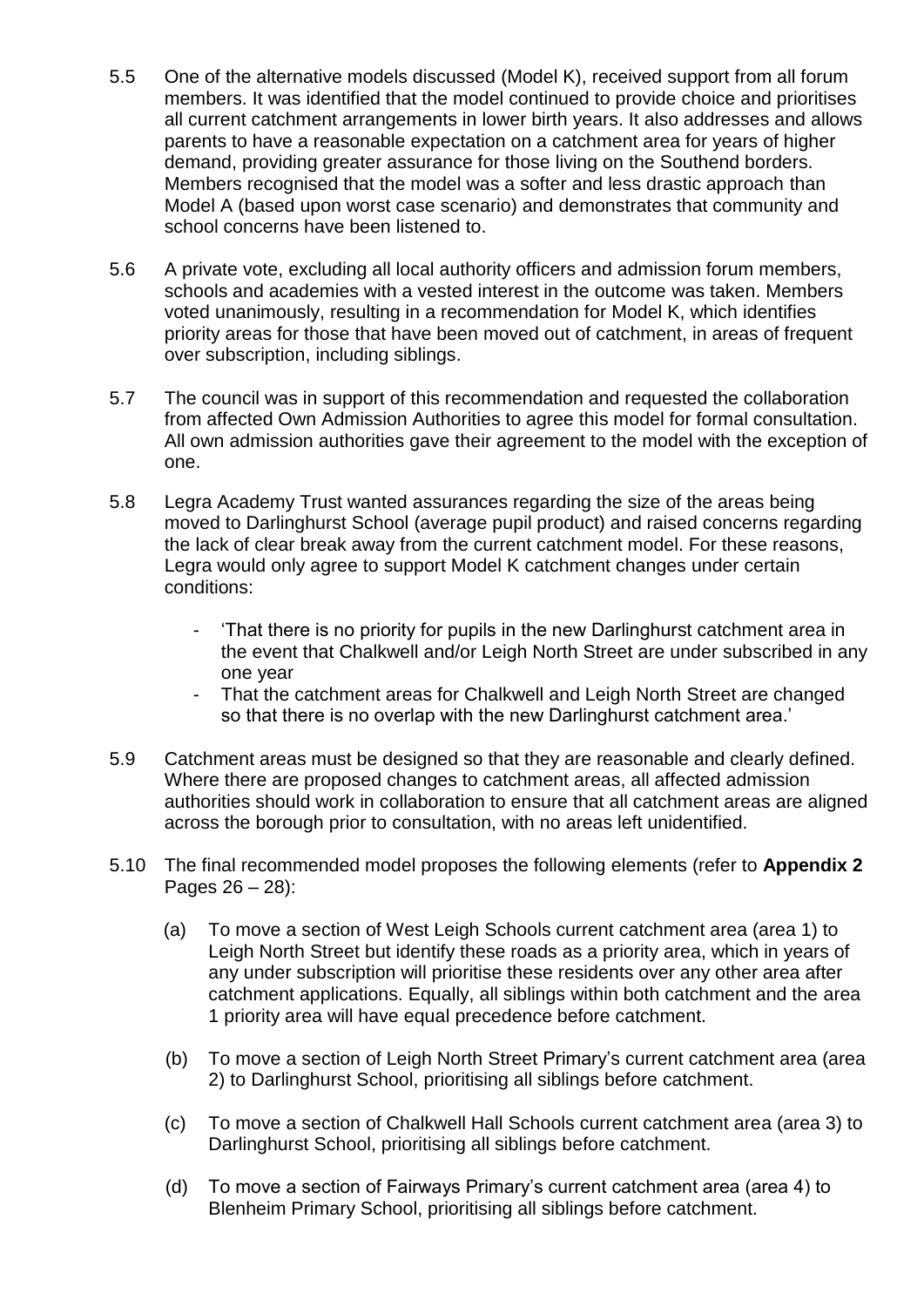5.5 One of the alternative models discussed (Model K), received support from all forum members. It was identified that the model continued to provide choice and prioritises all current catchment arrangements in lower birth years. It also addresses and allows parents to have a reasonable expectation on a catchment area for years of higher demand, providing greater assurance for those living on the Southend borders. Members recognised that the model was a softer and less drastic approach than Model A (based upon worst case scenario) and demonstrates that community and school concerns have been listened to.

5.6 A private vote, excluding all local authority officers and admission forum members, schools and academies with a vested interest in the outcome was taken. Members voted unanimously, resulting in a recommendation for Model K, which identifies priority areas for those that have been moved out of catchment, in areas of frequent over subscription, including siblings.

5.7 The council was in support of this recommendation and requested the collaboration from affected Own Admission Authorities to agree this model for formal consultation. All own admission authorities gave their agreement to the model with the exception of one.

5.8 Legra Academy Trust wanted assurances regarding the size of the areas being moved to Darlinghurst School (average pupil product) and raised concerns regarding the lack of clear break away from the current catchment model. For these reasons, Legra would only agree to support Model K catchment changes under certain conditions:

- 'That there is no priority for pupils in the new Darlinghurst catchment area in the event that Chalkwell and/or Leigh North Street are under subscribed in any one year
- That the catchment areas for Chalkwell and Leigh North Street are changed so that there is no overlap with the new Darlinghurst catchment area.'

5.9 Catchment areas must be designed so that they are reasonable and clearly defined. Where there are proposed changes to catchment areas, all affected admission authorities should work in collaboration to ensure that all catchment areas are aligned across the borough prior to consultation, with no areas left unidentified.

5.10 The final recommended model proposes the following elements (refer to **Appendix 2** Pages 26 – 28):

(a) To move a section of West Leigh Schools current catchment area (area 1) to Leigh North Street but identify these roads as a priority area, which in years of any under subscription will prioritise these residents over any other area after catchment applications. Equally, all siblings within both catchment and the area 1 priority area will have equal precedence before catchment.

(b) To move a section of Leigh North Street Primary's current catchment area (area 2) to Darlinghurst School, prioritising all siblings before catchment.

(c) To move a section of Chalkwell Hall Schools current catchment area (area 3) to Darlinghurst School, prioritising all siblings before catchment.

(d) To move a section of Fairways Primary's current catchment area (area 4) to Blenheim Primary School, prioritising all siblings before catchment.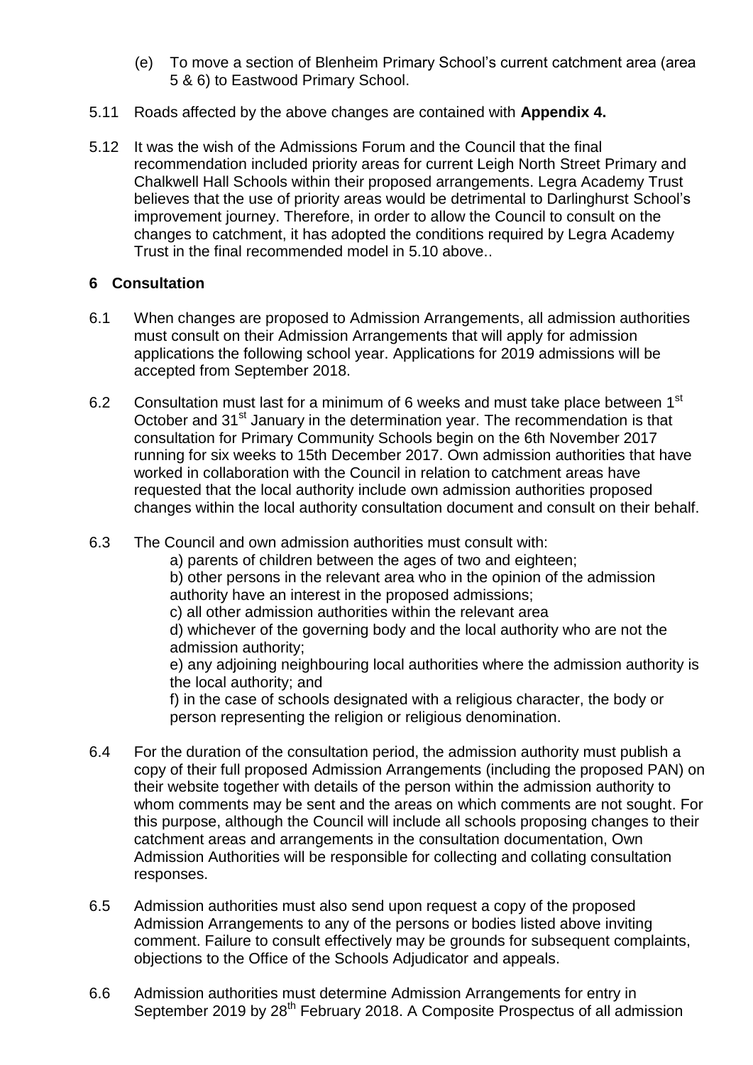(e) To move a section of Blenheim Primary School's current catchment area (area 5 & 6) to Eastwood Primary School.

5.11 Roads affected by the above changes are contained with **Appendix 4.**

5.12 It was the wish of the Admissions Forum and the Council that the final recommendation included priority areas for current Leigh North Street Primary and Chalkwell Hall Schools within their proposed arrangements. Legra Academy Trust believes that the use of priority areas would be detrimental to Darlinghurst School's improvement journey. Therefore, in order to allow the Council to consult on the changes to catchment, it has adopted the conditions required by Legra Academy Trust in the final recommended model in 5.10 above..

## 6 Consultation

6.1 When changes are proposed to Admission Arrangements, all admission authorities must consult on their Admission Arrangements that will apply for admission applications the following school year. Applications for 2019 admissions will be accepted from September 2018.

6.2 Consultation must last for a minimum of 6 weeks and must take place between 1st October and 31st January in the determination year. The recommendation is that consultation for Primary Community Schools begin on the 6th November 2017 running for six weeks to 15th December 2017. Own admission authorities that have worked in collaboration with the Council in relation to catchment areas have requested that the local authority include own admission authorities proposed changes within the local authority consultation document and consult on their behalf.

6.3 The Council and own admission authorities must consult with:

a) parents of children between the ages of two and eighteen;

b) other persons in the relevant area who in the opinion of the admission authority have an interest in the proposed admissions;

c) all other admission authorities within the relevant area

d) whichever of the governing body and the local authority who are not the admission authority;

e) any adjoining neighbouring local authorities where the admission authority is the local authority; and

f) in the case of schools designated with a religious character, the body or person representing the religion or religious denomination.

6.4 For the duration of the consultation period, the admission authority must publish a copy of their full proposed Admission Arrangements (including the proposed PAN) on their website together with details of the person within the admission authority to whom comments may be sent and the areas on which comments are not sought. For this purpose, although the Council will include all schools proposing changes to their catchment areas and arrangements in the consultation documentation, Own Admission Authorities will be responsible for collecting and collating consultation responses.

6.5 Admission authorities must also send upon request a copy of the proposed Admission Arrangements to any of the persons or bodies listed above inviting comment. Failure to consult effectively may be grounds for subsequent complaints, objections to the Office of the Schools Adjudicator and appeals.

6.6 Admission authorities must determine Admission Arrangements for entry in September 2019 by 28th February 2018. A Composite Prospectus of all admission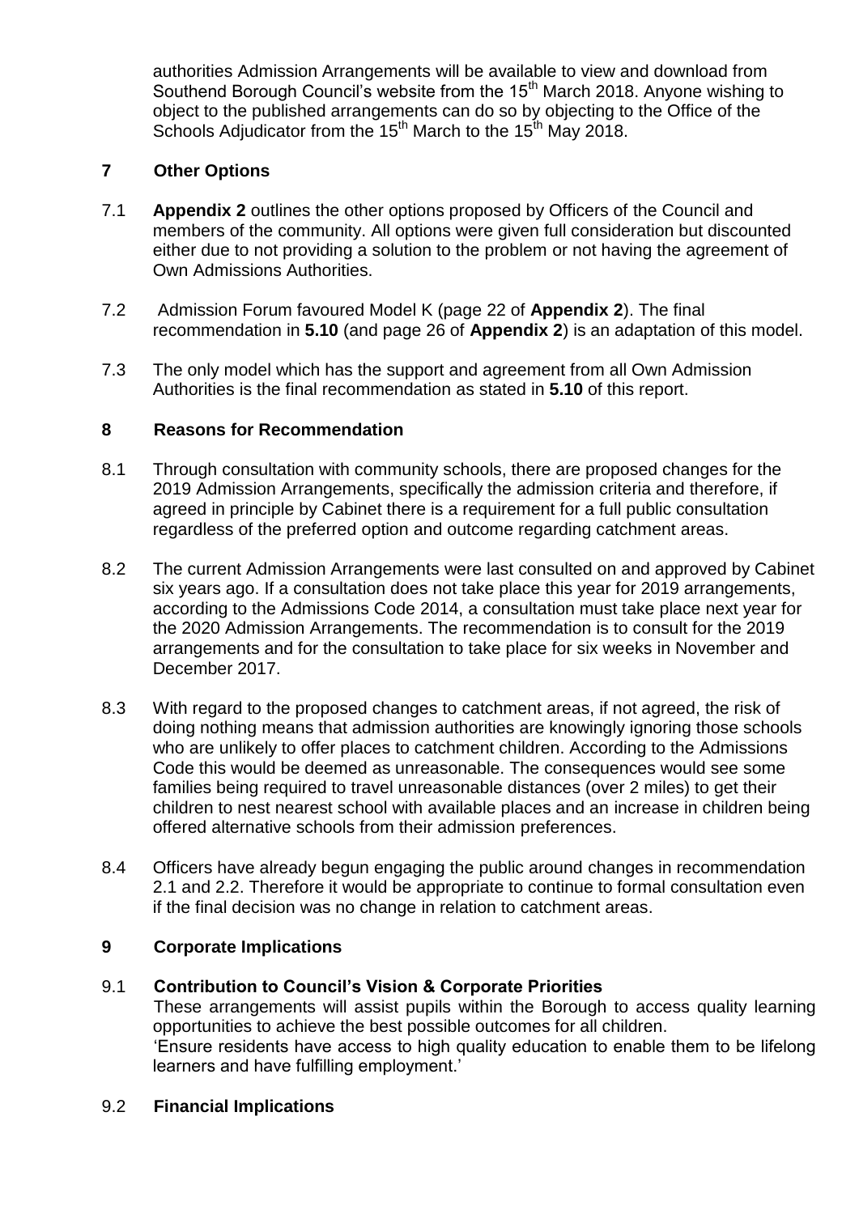authorities Admission Arrangements will be available to view and download from Southend Borough Council's website from the 15th March 2018. Anyone wishing to object to the published arrangements can do so by objecting to the Office of the Schools Adjudicator from the 15th March to the 15th May 2018.

## 7 Other Options

7.1 **Appendix 2** outlines the other options proposed by Officers of the Council and members of the community. All options were given full consideration but discounted either due to not providing a solution to the problem or not having the agreement of Own Admissions Authorities.

7.2 Admission Forum favoured Model K (page 22 of **Appendix 2**). The final recommendation in **5.10** (and page 26 of **Appendix 2**) is an adaptation of this model.

7.3 The only model which has the support and agreement from all Own Admission Authorities is the final recommendation as stated in **5.10** of this report.

## 8 Reasons for Recommendation

8.1 Through consultation with community schools, there are proposed changes for the 2019 Admission Arrangements, specifically the admission criteria and therefore, if agreed in principle by Cabinet there is a requirement for a full public consultation regardless of the preferred option and outcome regarding catchment areas.

8.2 The current Admission Arrangements were last consulted on and approved by Cabinet six years ago. If a consultation does not take place this year for 2019 arrangements, according to the Admissions Code 2014, a consultation must take place next year for the 2020 Admission Arrangements. The recommendation is to consult for the 2019 arrangements and for the consultation to take place for six weeks in November and December 2017.

8.3 With regard to the proposed changes to catchment areas, if not agreed, the risk of doing nothing means that admission authorities are knowingly ignoring those schools who are unlikely to offer places to catchment children. According to the Admissions Code this would be deemed as unreasonable. The consequences would see some families being required to travel unreasonable distances (over 2 miles) to get their children to nest nearest school with available places and an increase in children being offered alternative schools from their admission preferences.

8.4 Officers have already begun engaging the public around changes in recommendation 2.1 and 2.2. Therefore it would be appropriate to continue to formal consultation even if the final decision was no change in relation to catchment areas.

## 9 Corporate Implications

### 9.1 Contribution to Council's Vision & Corporate Priorities

These arrangements will assist pupils within the Borough to access quality learning opportunities to achieve the best possible outcomes for all children.
'Ensure residents have access to high quality education to enable them to be lifelong learners and have fulfilling employment.'

### 9.2 Financial Implications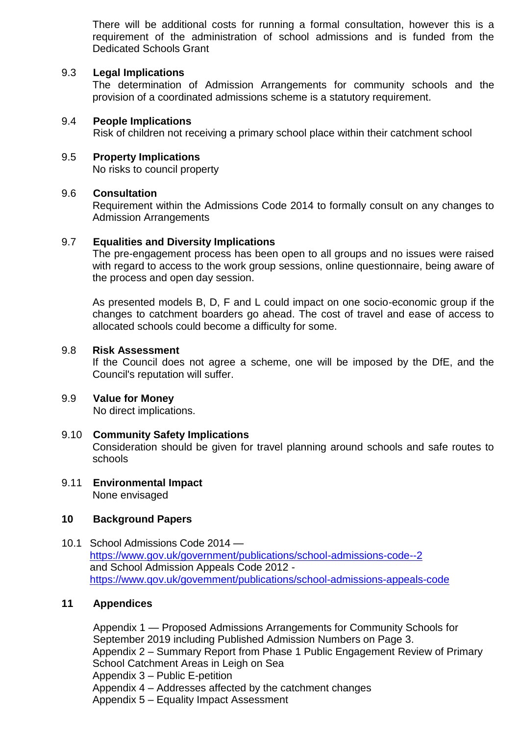There will be additional costs for running a formal consultation, however this is a requirement of the administration of school admissions and is funded from the Dedicated Schools Grant

9.3 **Legal Implications**

The determination of Admission Arrangements for community schools and the provision of a coordinated admissions scheme is a statutory requirement.

9.4 **People Implications**

Risk of children not receiving a primary school place within their catchment school

9.5 **Property Implications**

No risks to council property

9.6 **Consultation**

Requirement within the Admissions Code 2014 to formally consult on any changes to Admission Arrangements

9.7 **Equalities and Diversity Implications**

The pre-engagement process has been open to all groups and no issues were raised with regard to access to the work group sessions, online questionnaire, being aware of the process and open day session.

As presented models B, D, F and L could impact on one socio-economic group if the changes to catchment boarders go ahead. The cost of travel and ease of access to allocated schools could become a difficulty for some.

9.8 **Risk Assessment**

If the Council does not agree a scheme, one will be imposed by the DfE, and the Council's reputation will suffer.

9.9 **Value for Money**

No direct implications.

9.10 **Community Safety Implications**

Consideration should be given for travel planning around schools and safe routes to schools

9.11 **Environmental Impact**

None envisaged

## 10 Background Papers

10.1 School Admissions Code 2014 —
https://www.gov.uk/government/publications/school-admissions-code--2
and School Admission Appeals Code 2012 -
https://www.qov.uk/govemment/publications/school-admissions-appeals-code

## 11 Appendices

Appendix 1 — Proposed Admissions Arrangements for Community Schools for September 2019 including Published Admission Numbers on Page 3.
Appendix 2 – Summary Report from Phase 1 Public Engagement Review of Primary School Catchment Areas in Leigh on Sea
Appendix 3 – Public E-petition
Appendix 4 – Addresses affected by the catchment changes
Appendix 5 – Equality Impact Assessment